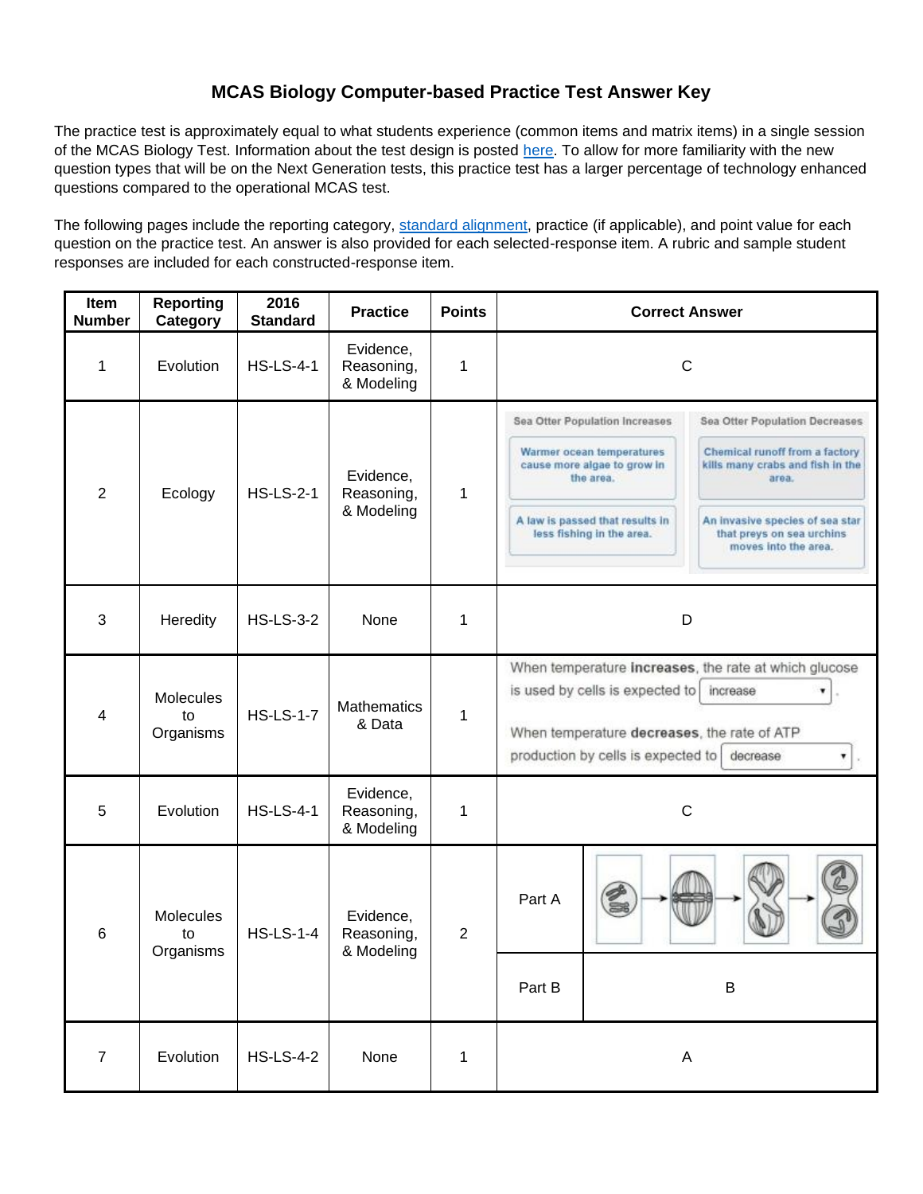# MCAS Biology Computer-based Practice Test Answer Key

The practice test is approximately equal to what students experience (common items and matrix items) in a single session of the MCAS Biology Test. Information about the test design is posted here. To allow for more familiarity with the new question types that will be on the Next Generation tests, this practice test has a larger percentage of technology enhanced questions compared to the operational MCAS test.

The following pages include the reporting category, standard alignment, practice (if applicable), and point value for each question on the practice test. An answer is also provided for each selected-response item. A rubric and sample student responses are included for each constructed-response item.

| Item Number | Reporting Category | 2016 Standard | Practice | Points | Correct Answer |
|---|---|---|---|---|---|
| 1 | Evolution | HS-LS-4-1 | Evidence, Reasoning, & Modeling | 1 | C |
| 2 | Ecology | HS-LS-2-1 | Evidence, Reasoning, & Modeling | 1 | Sea Otter Population Increases: Warmer ocean temperatures cause more algae to grow in the area.; A law is passed that results in less fishing in the area. Sea Otter Population Decreases: Chemical runoff from a factory kills many crabs and fish in the area.; An invasive species of sea star that preys on sea urchins moves into the area. |
| 3 | Heredity | HS-LS-3-2 | None | 1 | D |
| 4 | Molecules to Organisms | HS-LS-1-7 | Mathematics & Data | 1 | When temperature **increases**, the rate at which glucose is used by cells is expected to [increase]. When temperature **decreases**, the rate of ATP production by cells is expected to [decrease]. |
| 5 | Evolution | HS-LS-4-1 | Evidence, Reasoning, & Modeling | 1 | C |
| 6 | Molecules to Organisms | HS-LS-1-4 | Evidence, Reasoning, & Modeling | 2 | Part A: (diagram sequence of cell division stages) Part B: B |
| 7 | Evolution | HS-LS-4-2 | None | 1 | A |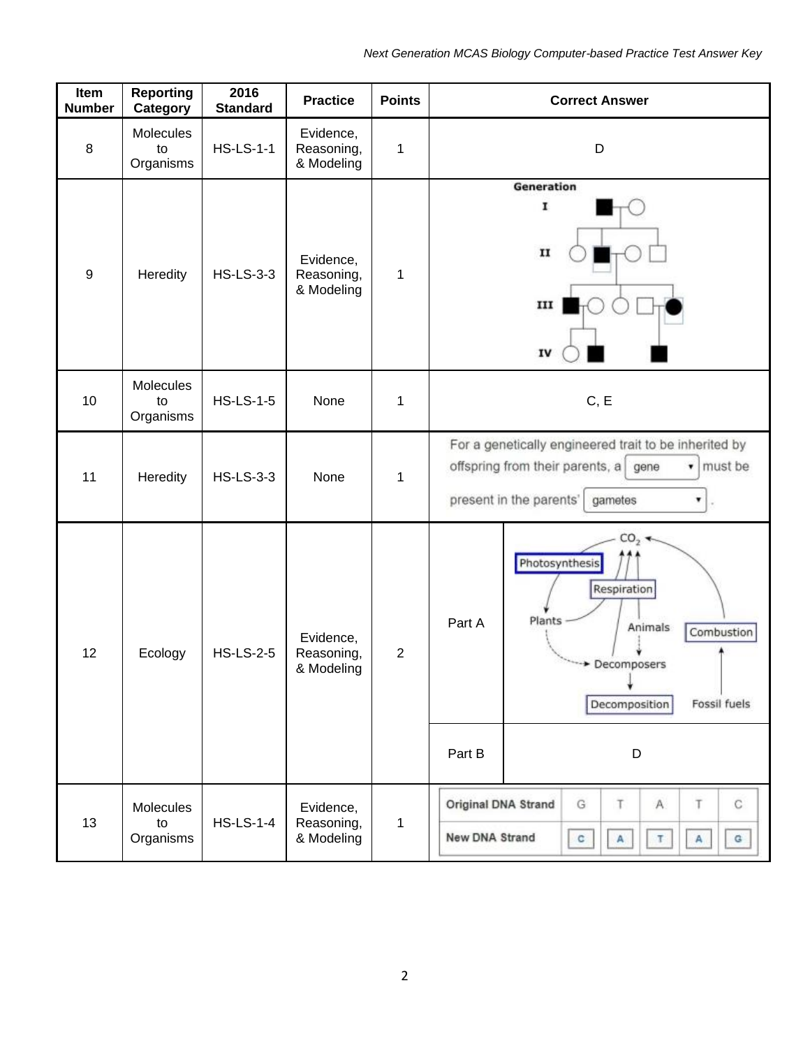| Item Number | Reporting Category | 2016 Standard | Practice | Points | Correct Answer | |
|---|---|---|---|---|---|---|
| 8 | Molecules to Organisms | HS-LS-1-1 | Evidence, Reasoning, & Modeling | 1 | D | |
| 9 | Heredity | HS-LS-3-3 | Evidence, Reasoning, & Modeling | 1 | Generation I, II, III, IV (pedigree chart) | |
| 10 | Molecules to Organisms | HS-LS-1-5 | None | 1 | C, E | |
| 11 | Heredity | HS-LS-3-3 | None | 1 | For a genetically engineered trait to be inherited by offspring from their parents, a [gene] must be present in the parents' [gametes]. | |
| 12 | Ecology | HS-LS-2-5 | Evidence, Reasoning, & Modeling | 2 | Part A | $CO_2$; Photosynthesis; Respiration; Plants; Animals; Combustion; Decomposers; Decomposition; Fossil fuels |
| | | | | | Part B | D |
| 13 | Molecules to Organisms | HS-LS-1-4 | Evidence, Reasoning, & Modeling | 1 | Original DNA Strand: G T A T C<br>New DNA Strand: C A T A G | |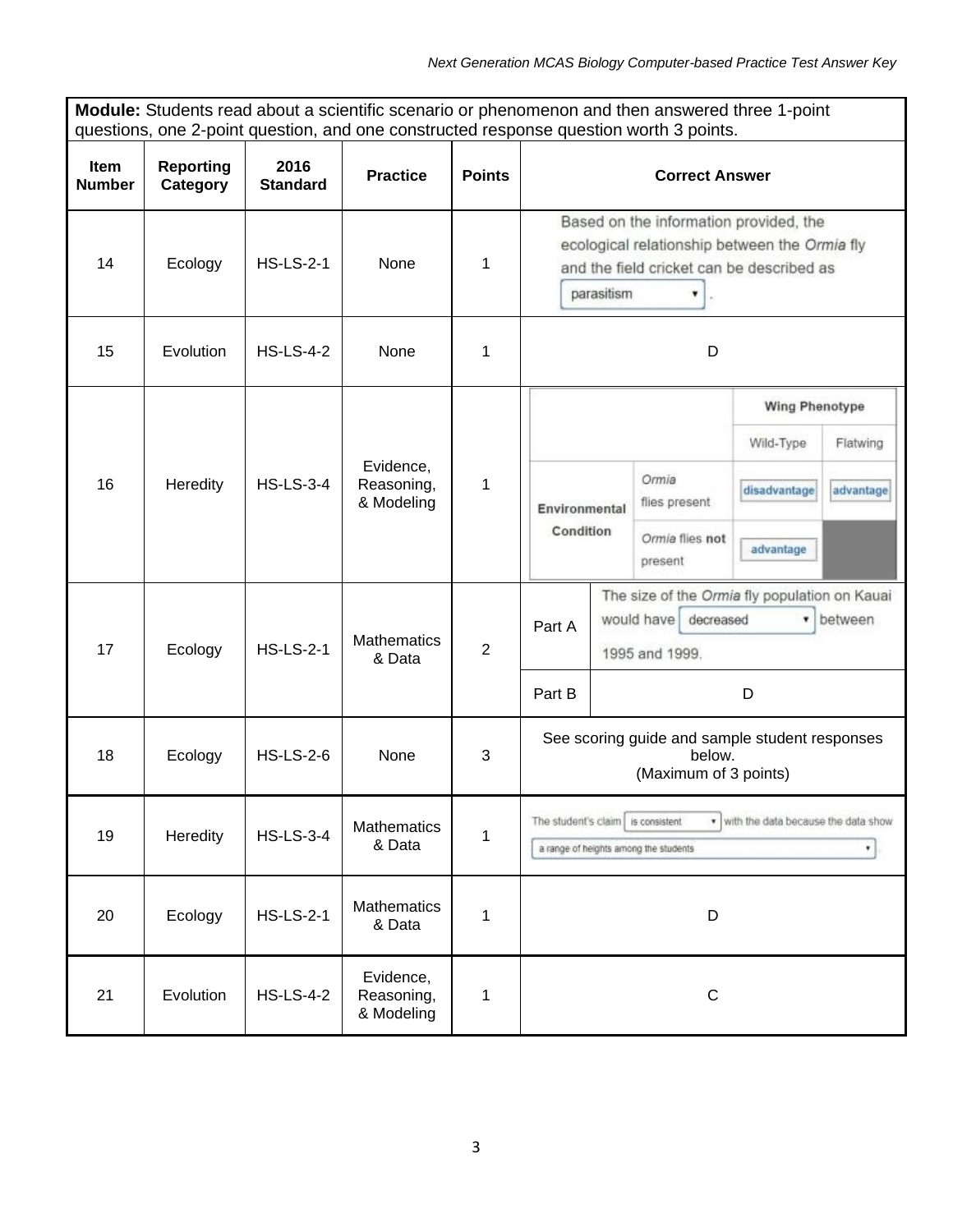| **Module:** Students read about a scientific scenario or phenomenon and then answered three 1-point questions, one 2-point question, and one constructed response question worth 3 points. | | | | | |
|---|---|---|---|---|---|
| **Item Number** | **Reporting Category** | **2016 Standard** | **Practice** | **Points** | **Correct Answer** |
| 14 | Ecology | HS-LS-2-1 | None | 1 | Based on the information provided, the ecological relationship between the *Ormia* fly and the field cricket can be described as [parasitism ▾]. |
| 15 | Evolution | HS-LS-4-2 | None | 1 | D |
| 16 | Heredity | HS-LS-3-4 | Evidence, Reasoning, & Modeling | 1 | Wing Phenotype: Wild-Type / Flatwing. Environmental Condition – *Ormia* flies present: Wild-Type [disadvantage], Flatwing [advantage]; *Ormia* flies **not** present: Wild-Type [advantage], Flatwing (shaded) |
| 17 | Ecology | HS-LS-2-1 | Mathematics & Data | 2 | Part A: The size of the *Ormia* fly population on Kauai would have [decreased ▾] between 1995 and 1999. Part B: D |
| 18 | Ecology | HS-LS-2-6 | None | 3 | See scoring guide and sample student responses below. (Maximum of 3 points) |
| 19 | Heredity | HS-LS-3-4 | Mathematics & Data | 1 | The student's claim [is consistent ▾] with the data because the data show [a range of heights among the students ▾]. |
| 20 | Ecology | HS-LS-2-1 | Mathematics & Data | 1 | D |
| 21 | Evolution | HS-LS-4-2 | Evidence, Reasoning, & Modeling | 1 | C |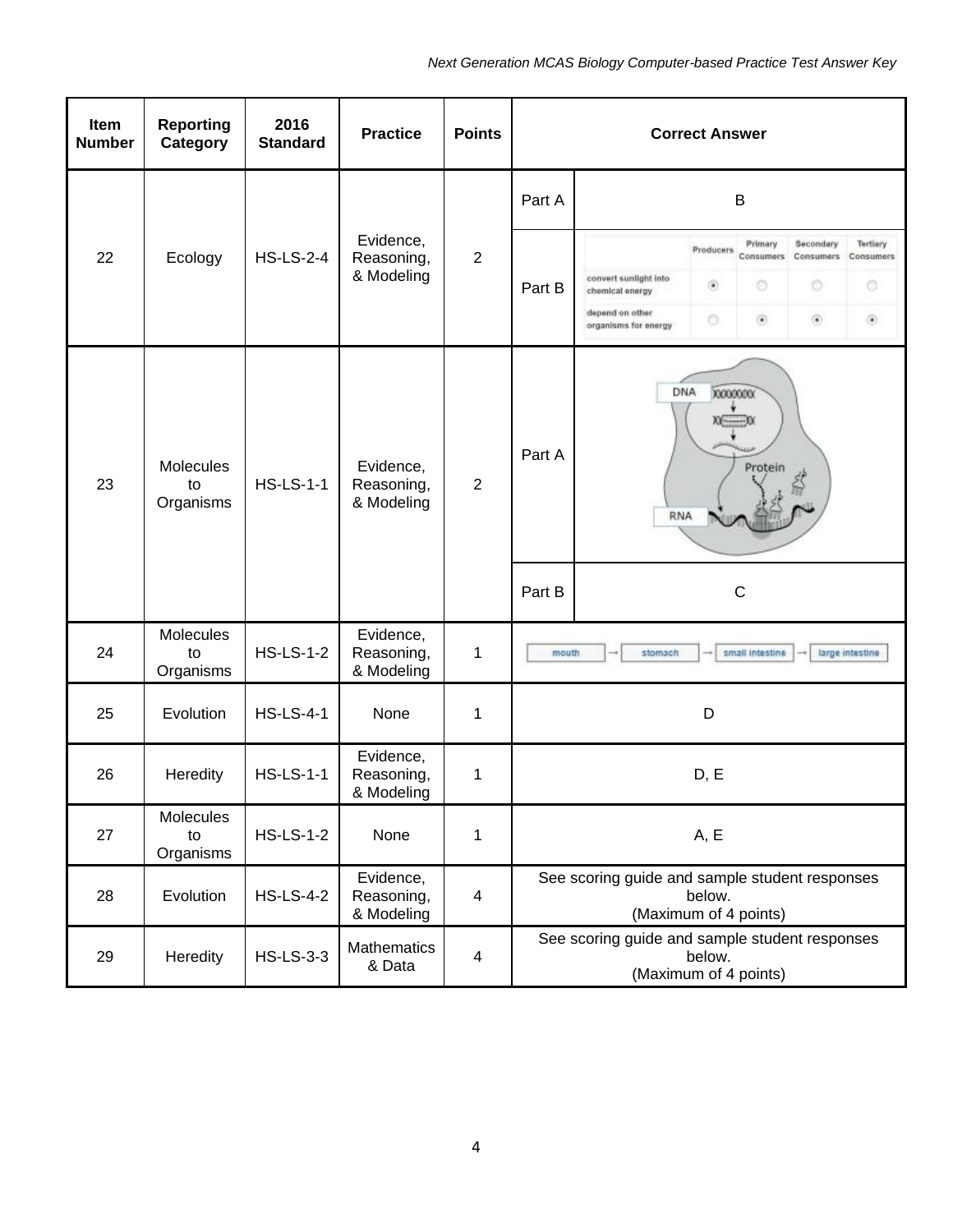| Item Number | Reporting Category | 2016 Standard | Practice | Points | Correct Answer | |
|---|---|---|---|---|---|---|
| 22 | Ecology | HS-LS-2-4 | Evidence, Reasoning, & Modeling | 2 | Part A | B |
| | | | | | Part B | convert sunlight into chemical energy: Producers; depend on other organisms for energy: Primary Consumers, Secondary Consumers, Tertiary Consumers |
| 23 | Molecules to Organisms | HS-LS-1-1 | Evidence, Reasoning, & Modeling | 2 | Part A | DNA → RNA → Protein |
| | | | | | Part B | C |
| 24 | Molecules to Organisms | HS-LS-1-2 | Evidence, Reasoning, & Modeling | 1 | mouth → stomach → small intestine → large intestine | |
| 25 | Evolution | HS-LS-4-1 | None | 1 | D | |
| 26 | Heredity | HS-LS-1-1 | Evidence, Reasoning, & Modeling | 1 | D, E | |
| 27 | Molecules to Organisms | HS-LS-1-2 | None | 1 | A, E | |
| 28 | Evolution | HS-LS-4-2 | Evidence, Reasoning, & Modeling | 4 | See scoring guide and sample student responses below. (Maximum of 4 points) | |
| 29 | Heredity | HS-LS-3-3 | Mathematics & Data | 4 | See scoring guide and sample student responses below. (Maximum of 4 points) | |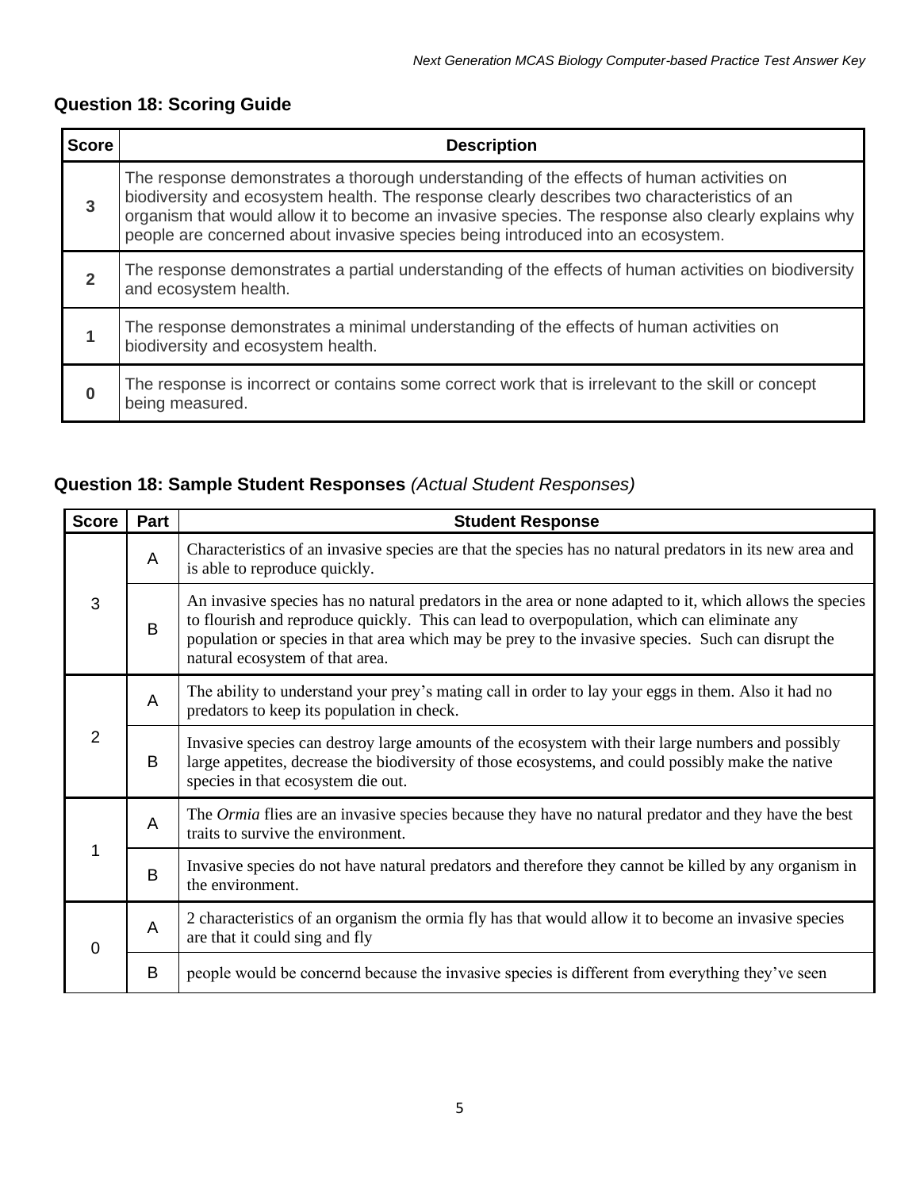### Question 18: Scoring Guide

| Score | Description |
|---|---|
| **3** | The response demonstrates a thorough understanding of the effects of human activities on biodiversity and ecosystem health. The response clearly describes two characteristics of an organism that would allow it to become an invasive species. The response also clearly explains why people are concerned about invasive species being introduced into an ecosystem. |
| **2** | The response demonstrates a partial understanding of the effects of human activities on biodiversity and ecosystem health. |
| **1** | The response demonstrates a minimal understanding of the effects of human activities on biodiversity and ecosystem health. |
| **0** | The response is incorrect or contains some correct work that is irrelevant to the skill or concept being measured. |

### Question 18: Sample Student Responses *(Actual Student Responses)*

| Score | Part | Student Response |
|---|---|---|
| 3 | A | Characteristics of an invasive species are that the species has no natural predators in its new area and is able to reproduce quickly. |
| | B | An invasive species has no natural predators in the area or none adapted to it, which allows the species to flourish and reproduce quickly. This can lead to overpopulation, which can eliminate any population or species in that area which may be prey to the invasive species. Such can disrupt the natural ecosystem of that area. |
| 2 | A | The ability to understand your prey's mating call in order to lay your eggs in them. Also it had no predators to keep its population in check. |
| | B | Invasive species can destroy large amounts of the ecosystem with their large numbers and possibly large appetites, decrease the biodiversity of those ecosystems, and could possibly make the native species in that ecosystem die out. |
| 1 | A | The *Ormia* flies are an invasive species because they have no natural predator and they have the best traits to survive the environment. |
| | B | Invasive species do not have natural predators and therefore they cannot be killed by any organism in the environment. |
| 0 | A | 2 characteristics of an organism the ormia fly has that would allow it to become an invasive species are that it could sing and fly |
| | B | people would be concernd because the invasive species is different from everything they've seen |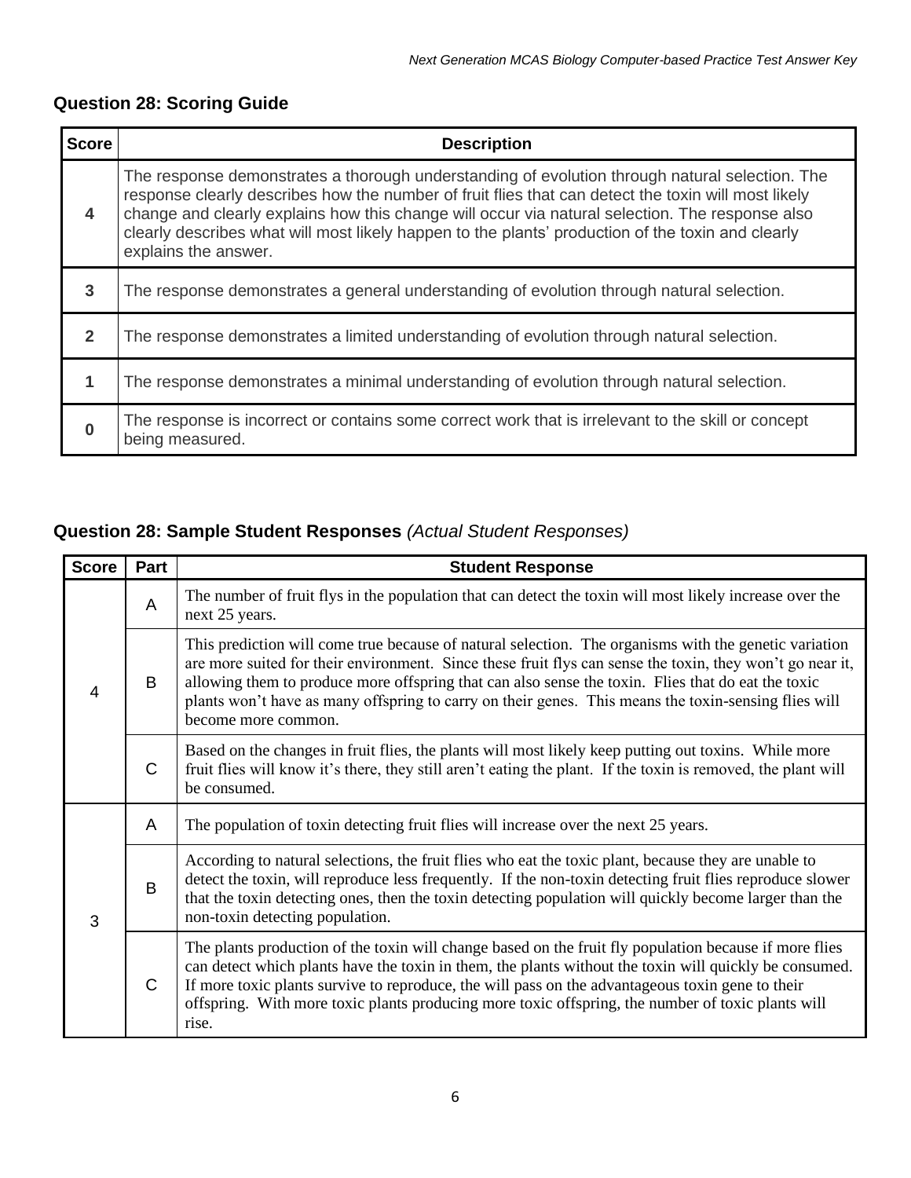## Question 28: Scoring Guide

| Score | Description |
| --- | --- |
| 4 | The response demonstrates a thorough understanding of evolution through natural selection. The response clearly describes how the number of fruit flies that can detect the toxin will most likely change and clearly explains how this change will occur via natural selection. The response also clearly describes what will most likely happen to the plants' production of the toxin and clearly explains the answer. |
| 3 | The response demonstrates a general understanding of evolution through natural selection. |
| 2 | The response demonstrates a limited understanding of evolution through natural selection. |
| 1 | The response demonstrates a minimal understanding of evolution through natural selection. |
| 0 | The response is incorrect or contains some correct work that is irrelevant to the skill or concept being measured. |

## Question 28: Sample Student Responses *(Actual Student Responses)*

| Score | Part | Student Response |
| --- | --- | --- |
| 4 | A | The number of fruit flys in the population that can detect the toxin will most likely increase over the next 25 years. |
| | B | This prediction will come true because of natural selection. The organisms with the genetic variation are more suited for their environment. Since these fruit flys can sense the toxin, they won't go near it, allowing them to produce more offspring that can also sense the toxin. Flies that do eat the toxic plants won't have as many offspring to carry on their genes. This means the toxin-sensing flies will become more common. |
| | C | Based on the changes in fruit flies, the plants will most likely keep putting out toxins. While more fruit flies will know it's there, they still aren't eating the plant. If the toxin is removed, the plant will be consumed. |
| 3 | A | The population of toxin detecting fruit flies will increase over the next 25 years. |
| | B | According to natural selections, the fruit flies who eat the toxic plant, because they are unable to detect the toxin, will reproduce less frequently. If the non-toxin detecting fruit flies reproduce slower that the toxin detecting ones, then the toxin detecting population will quickly become larger than the non-toxin detecting population. |
| | C | The plants production of the toxin will change based on the fruit fly population because if more flies can detect which plants have the toxin in them, the plants without the toxin will quickly be consumed. If more toxic plants survive to reproduce, the will pass on the advantageous toxin gene to their offspring. With more toxic plants producing more toxic offspring, the number of toxic plants will rise. |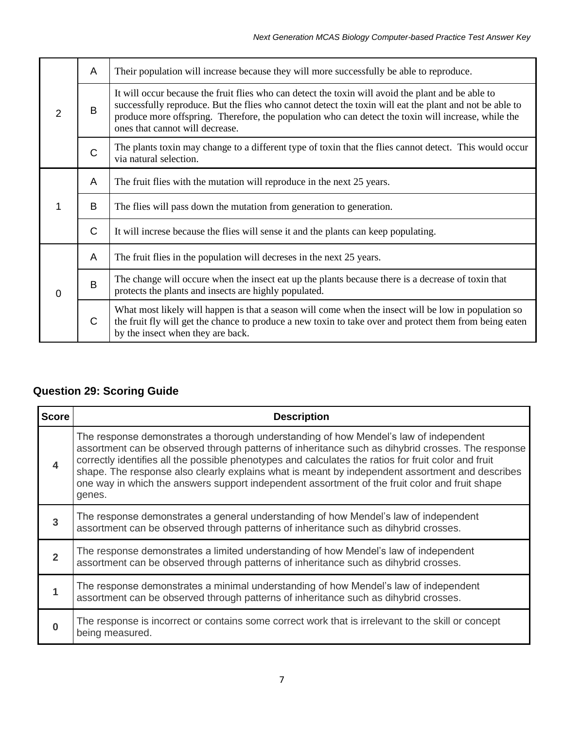| | | |
|---|---|---|
| 2 | A | Their population will increase because they will more successfully be able to reproduce. |
| | B | It will occur because the fruit flies who can detect the toxin will avoid the plant and be able to successfully reproduce. But the flies who cannot detect the toxin will eat the plant and not be able to produce more offspring. Therefore, the population who can detect the toxin will increase, while the ones that cannot will decrease. |
| | C | The plants toxin may change to a different type of toxin that the flies cannot detect. This would occur via natural selection. |
| 1 | A | The fruit flies with the mutation will reproduce in the next 25 years. |
| | B | The flies will pass down the mutation from generation to generation. |
| | C | It will increse because the flies will sense it and the plants can keep populating. |
| 0 | A | The fruit flies in the population will decreses in the next 25 years. |
| | B | The change will occure when the insect eat up the plants because there is a decrease of toxin that protects the plants and insects are highly populated. |
| | C | What most likely will happen is that a season will come when the insect will be low in population so the fruit fly will get the chance to produce a new toxin to take over and protect them from being eaten by the insect when they are back. |

## Question 29: Scoring Guide

| Score | Description |
|---|---|
| **4** | The response demonstrates a thorough understanding of how Mendel's law of independent assortment can be observed through patterns of inheritance such as dihybrid crosses. The response correctly identifies all the possible phenotypes and calculates the ratios for fruit color and fruit shape. The response also clearly explains what is meant by independent assortment and describes one way in which the answers support independent assortment of the fruit color and fruit shape genes. |
| **3** | The response demonstrates a general understanding of how Mendel's law of independent assortment can be observed through patterns of inheritance such as dihybrid crosses. |
| **2** | The response demonstrates a limited understanding of how Mendel's law of independent assortment can be observed through patterns of inheritance such as dihybrid crosses. |
| **1** | The response demonstrates a minimal understanding of how Mendel's law of independent assortment can be observed through patterns of inheritance such as dihybrid crosses. |
| **0** | The response is incorrect or contains some correct work that is irrelevant to the skill or concept being measured. |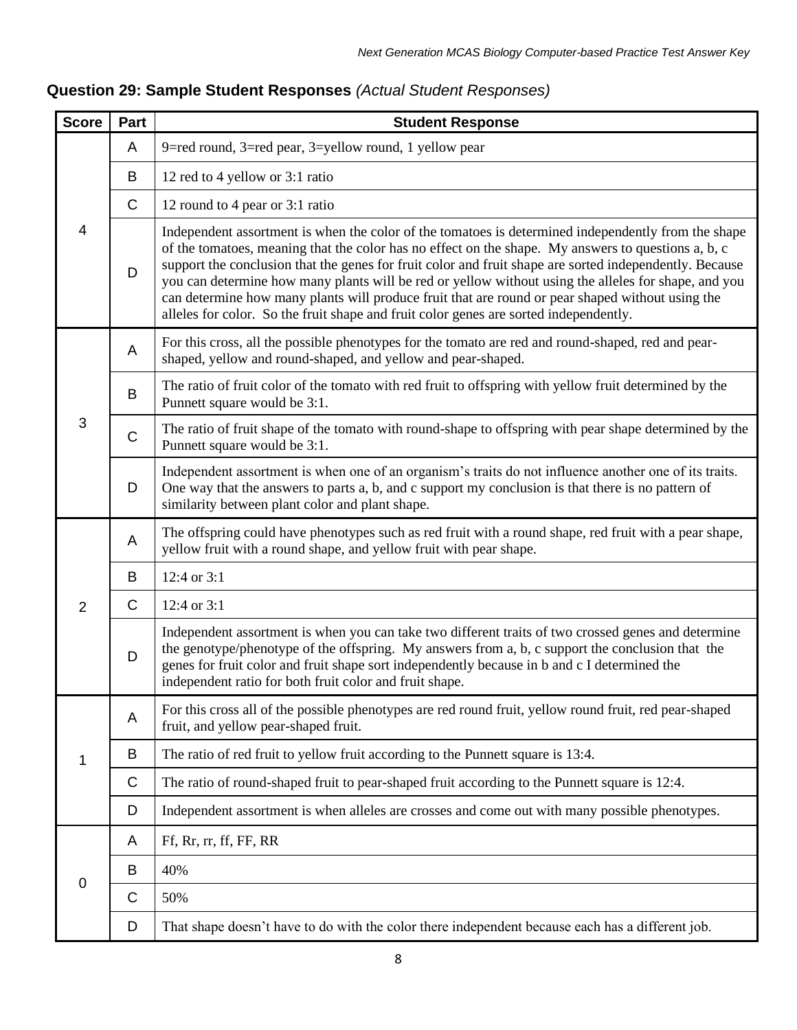**Question 29: Sample Student Responses** *(Actual Student Responses)*

| Score | Part | Student Response |
|---|---|---|
| 4 | A | 9=red round, 3=red pear, 3=yellow round, 1 yellow pear |
| | B | 12 red to 4 yellow or 3:1 ratio |
| | C | 12 round to 4 pear or 3:1 ratio |
| | D | Independent assortment is when the color of the tomatoes is determined independently from the shape of the tomatoes, meaning that the color has no effect on the shape. My answers to questions a, b, c support the conclusion that the genes for fruit color and fruit shape are sorted independently. Because you can determine how many plants will be red or yellow without using the alleles for shape, and you can determine how many plants will produce fruit that are round or pear shaped without using the alleles for color. So the fruit shape and fruit color genes are sorted independently. |
| 3 | A | For this cross, all the possible phenotypes for the tomato are red and round-shaped, red and pear-shaped, yellow and round-shaped, and yellow and pear-shaped. |
| | B | The ratio of fruit color of the tomato with red fruit to offspring with yellow fruit determined by the Punnett square would be 3:1. |
| | C | The ratio of fruit shape of the tomato with round-shape to offspring with pear shape determined by the Punnett square would be 3:1. |
| | D | Independent assortment is when one of an organism's traits do not influence another one of its traits. One way that the answers to parts a, b, and c support my conclusion is that there is no pattern of similarity between plant color and plant shape. |
| 2 | A | The offspring could have phenotypes such as red fruit with a round shape, red fruit with a pear shape, yellow fruit with a round shape, and yellow fruit with pear shape. |
| | B | 12:4 or 3:1 |
| | C | 12:4 or 3:1 |
| | D | Independent assortment is when you can take two different traits of two crossed genes and determine the genotype/phenotype of the offspring. My answers from a, b, c support the conclusion that the genes for fruit color and fruit shape sort independently because in b and c I determined the independent ratio for both fruit color and fruit shape. |
| 1 | A | For this cross all of the possible phenotypes are red round fruit, yellow round fruit, red pear-shaped fruit, and yellow pear-shaped fruit. |
| | B | The ratio of red fruit to yellow fruit according to the Punnett square is 13:4. |
| | C | The ratio of round-shaped fruit to pear-shaped fruit according to the Punnett square is 12:4. |
| | D | Independent assortment is when alleles are crosses and come out with many possible phenotypes. |
| 0 | A | Ff, Rr, rr, ff, FF, RR |
| | B | 40% |
| | C | 50% |
| | D | That shape doesn't have to do with the color there independent because each has a different job. |